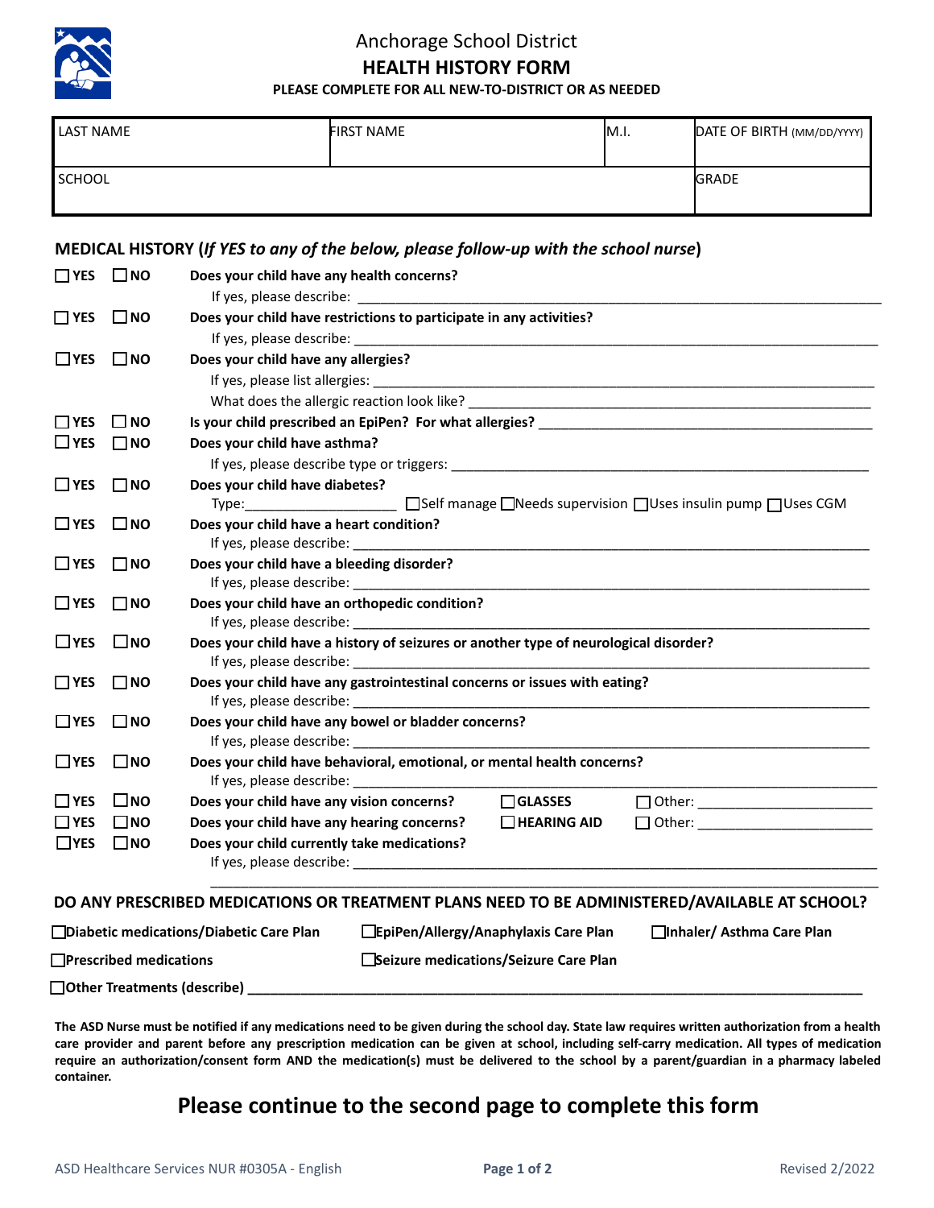Anchorage School District

# HEALTH HISTORY FORM

**PLEASE COMPLETE FOR ALL NEW-TO-DISTRICT OR AS NEEDED**

| LAST NAME | FIRST NAME | M.I. | DATE OF BIRTH (MM/DD/YYYY) |
|---|---|---|---|
| SCHOOL | | | GRADE |

## MEDICAL HISTORY (*If YES to any of the below, please follow-up with the school nurse*)

☐ YES ☐ NO **Does your child have any health concerns?**
If yes, please describe: ______________________________

☐ YES ☐ NO **Does your child have restrictions to participate in any activities?**
If yes, please describe: ______________________________

☐ YES ☐ NO **Does your child have any allergies?**
If yes, please list allergies: ______________________________
What does the allergic reaction look like? ______________________________

☐ YES ☐ NO **Is your child prescribed an EpiPen? For what allergies?** ______________________________

☐ YES ☐ NO **Does your child have asthma?**
If yes, please describe type or triggers: ______________________________

☐ YES ☐ NO **Does your child have diabetes?**
Type:____________________ ☐ Self manage ☐ Needs supervision ☐ Uses insulin pump ☐ Uses CGM

☐ YES ☐ NO **Does your child have a heart condition?**
If yes, please describe: ______________________________

☐ YES ☐ NO **Does your child have a bleeding disorder?**
If yes, please describe: ______________________________

☐ YES ☐ NO **Does your child have an orthopedic condition?**
If yes, please describe: ______________________________

☐ YES ☐ NO **Does your child have a history of seizures or another type of neurological disorder?**
If yes, please describe: ______________________________

☐ YES ☐ NO **Does your child have any gastrointestinal concerns or issues with eating?**
If yes, please describe: ______________________________

☐ YES ☐ NO **Does your child have any bowel or bladder concerns?**
If yes, please describe: ______________________________

☐ YES ☐ NO **Does your child have behavioral, emotional, or mental health concerns?**
If yes, please describe: ______________________________

☐ YES ☐ NO **Does your child have any vision concerns?** ☐ **GLASSES** ☐ Other: ____________________

☐ YES ☐ NO **Does your child have any hearing concerns?** ☐ **HEARING AID** ☐ Other: ____________________

☐ YES ☐ NO **Does your child currently take medications?**
If yes, please describe: ______________________________
______________________________

## DO ANY PRESCRIBED MEDICATIONS OR TREATMENT PLANS NEED TO BE ADMINISTERED/AVAILABLE AT SCHOOL?

☐ **Diabetic medications/Diabetic Care Plan** ☐ **EpiPen/Allergy/Anaphylaxis Care Plan** ☐ **Inhaler/ Asthma Care Plan**

☐ **Prescribed medications** ☐ **Seizure medications/Seizure Care Plan**

☐ **Other Treatments (describe)** ______________________________

**The ASD Nurse must be notified if any medications need to be given during the school day. State law requires written authorization from a health care provider and parent before any prescription medication can be given at school, including self-carry medication. All types of medication require an authorization/consent form AND the medication(s) must be delivered to the school by a parent/guardian in a pharmacy labeled container.**

## Please continue to the second page to complete this form

ASD Healthcare Services NUR #0305A - English — Revised 2/2022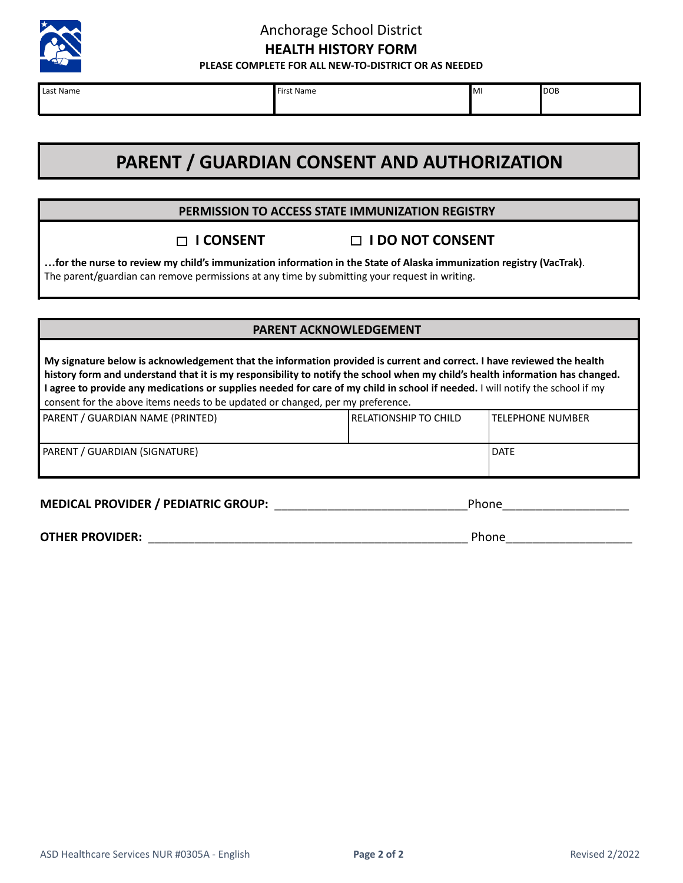Anchorage School District

**HEALTH HISTORY FORM**

**PLEASE COMPLETE FOR ALL NEW-TO-DISTRICT OR AS NEEDED**

| Last Name | First Name | MI | DOB |
|---|---|---|---|
| | | | |

# PARENT / GUARDIAN CONSENT AND AUTHORIZATION

## PERMISSION TO ACCESS STATE IMMUNIZATION REGISTRY

☐ **I CONSENT** ☐ **I DO NOT CONSENT**

**…for the nurse to review my child's immunization information in the State of Alaska immunization registry (VacTrak)**. The parent/guardian can remove permissions at any time by submitting your request in writing.

## PARENT ACKNOWLEDGEMENT

**My signature below is acknowledgement that the information provided is current and correct. I have reviewed the health history form and understand that it is my responsibility to notify the school when my child's health information has changed. I agree to provide any medications or supplies needed for care of my child in school if needed.** I will notify the school if my consent for the above items needs to be updated or changed, per my preference.

| PARENT / GUARDIAN NAME (PRINTED) | RELATIONSHIP TO CHILD | TELEPHONE NUMBER |
|---|---|---|
| | | |
| PARENT / GUARDIAN (SIGNATURE) | | DATE |
| | | |

**MEDICAL PROVIDER / PEDIATRIC GROUP:** ____________________________ Phone__________________

**OTHER PROVIDER:** ________________________________________________ Phone__________________

ASD Healthcare Services NUR #0305A - English

Revised 2/2022